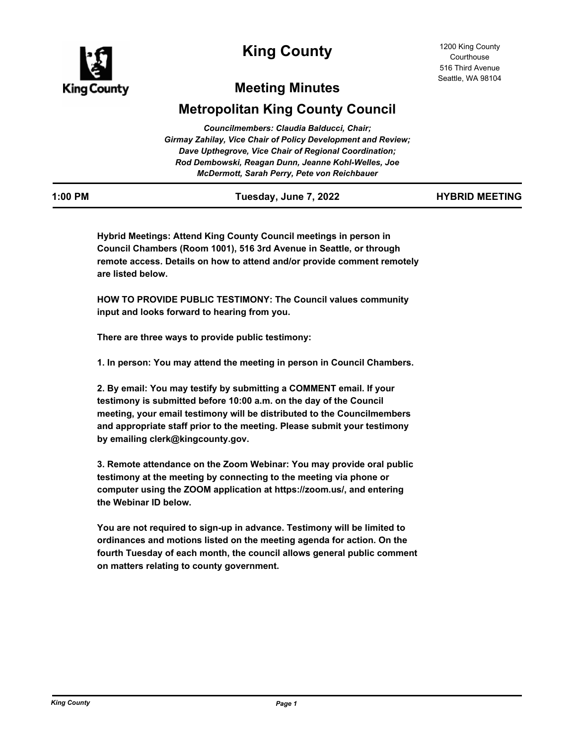# King County

1200 King County Courthouse
516 Third Avenue
Seattle, WA 98104

## Meeting Minutes

## Metropolitan King County Council

*Councilmembers: Claudia Balducci, Chair; Girmay Zahilay, Vice Chair of Policy Development and Review; Dave Upthegrove, Vice Chair of Regional Coordination; Rod Dembowski, Reagan Dunn, Jeanne Kohl-Welles, Joe McDermott, Sarah Perry, Pete von Reichbauer*

**1:00 PM** | **Tuesday, June 7, 2022** | **HYBRID MEETING**

**Hybrid Meetings: Attend King County Council meetings in person in Council Chambers (Room 1001), 516 3rd Avenue in Seattle, or through remote access. Details on how to attend and/or provide comment remotely are listed below.**

**HOW TO PROVIDE PUBLIC TESTIMONY: The Council values community input and looks forward to hearing from you.**

**There are three ways to provide public testimony:**

**1. In person: You may attend the meeting in person in Council Chambers.**

**2. By email: You may testify by submitting a COMMENT email. If your testimony is submitted before 10:00 a.m. on the day of the Council meeting, your email testimony will be distributed to the Councilmembers and appropriate staff prior to the meeting. Please submit your testimony by emailing clerk@kingcounty.gov.**

**3. Remote attendance on the Zoom Webinar: You may provide oral public testimony at the meeting by connecting to the meeting via phone or computer using the ZOOM application at https://zoom.us/, and entering the Webinar ID below.**

**You are not required to sign-up in advance. Testimony will be limited to ordinances and motions listed on the meeting agenda for action. On the fourth Tuesday of each month, the council allows general public comment on matters relating to county government.**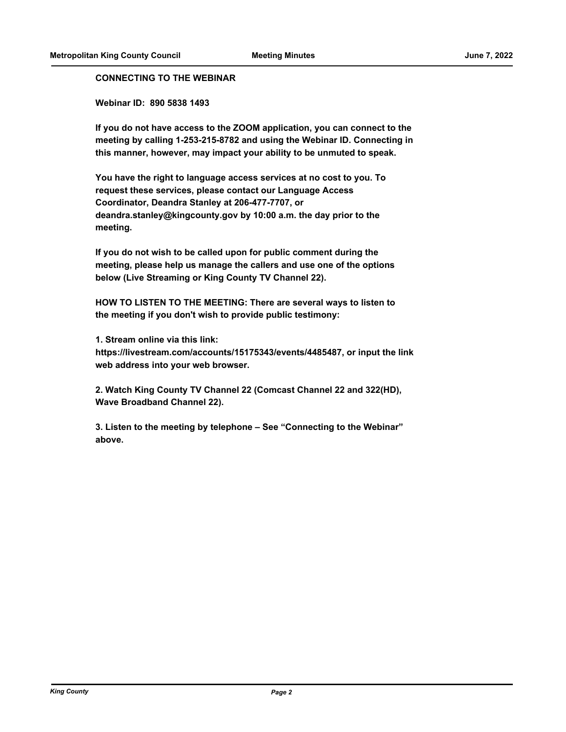**CONNECTING TO THE WEBINAR**

**Webinar ID: 890 5838 1493**

**If you do not have access to the ZOOM application, you can connect to the meeting by calling 1-253-215-8782 and using the Webinar ID. Connecting in this manner, however, may impact your ability to be unmuted to speak.**

**You have the right to language access services at no cost to you. To request these services, please contact our Language Access Coordinator, Deandra Stanley at 206-477-7707, or deandra.stanley@kingcounty.gov by 10:00 a.m. the day prior to the meeting.**

**If you do not wish to be called upon for public comment during the meeting, please help us manage the callers and use one of the options below (Live Streaming or King County TV Channel 22).**

**HOW TO LISTEN TO THE MEETING: There are several ways to listen to the meeting if you don't wish to provide public testimony:**

**1. Stream online via this link: https://livestream.com/accounts/15175343/events/4485487, or input the link web address into your web browser.**

**2. Watch King County TV Channel 22 (Comcast Channel 22 and 322(HD), Wave Broadband Channel 22).**

**3. Listen to the meeting by telephone – See "Connecting to the Webinar" above.**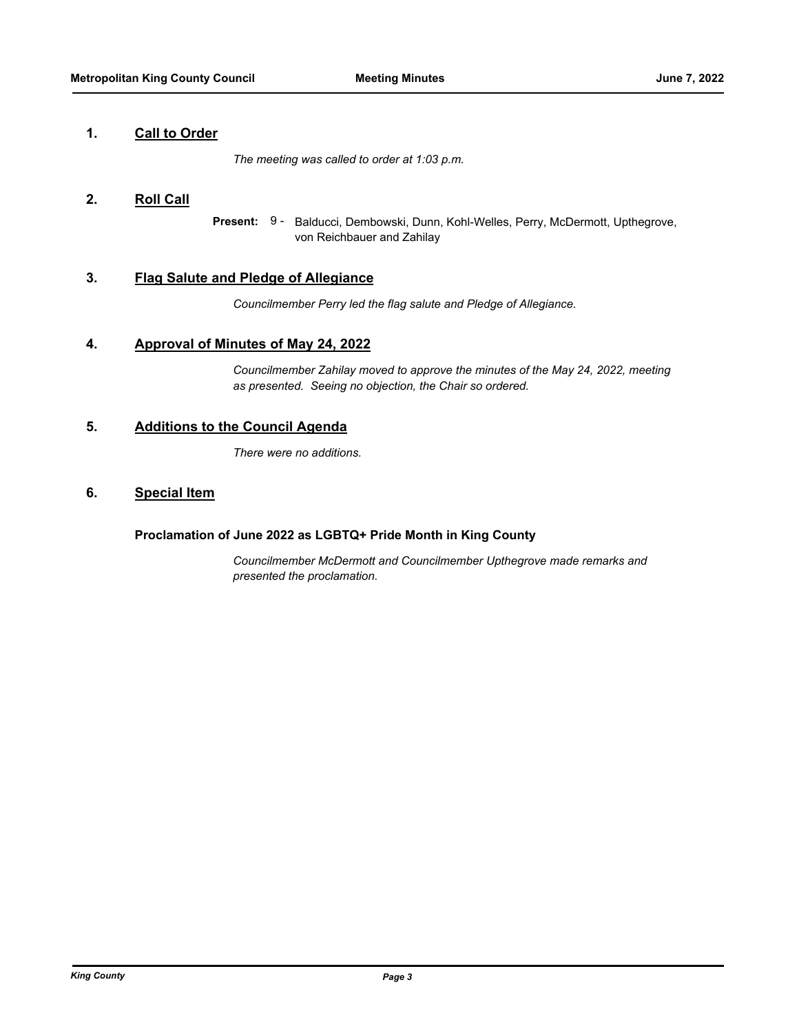## 1. Call to Order

*The meeting was called to order at 1:03 p.m.*

## 2. Roll Call

**Present:** 9 - Balducci, Dembowski, Dunn, Kohl-Welles, Perry, McDermott, Upthegrove, von Reichbauer and Zahilay

## 3. Flag Salute and Pledge of Allegiance

*Councilmember Perry led the flag salute and Pledge of Allegiance.*

## 4. Approval of Minutes of May 24, 2022

*Councilmember Zahilay moved to approve the minutes of the May 24, 2022, meeting as presented. Seeing no objection, the Chair so ordered.*

## 5. Additions to the Council Agenda

*There were no additions.*

## 6. Special Item

**Proclamation of June 2022 as LGBTQ+ Pride Month in King County**

*Councilmember McDermott and Councilmember Upthegrove made remarks and presented the proclamation.*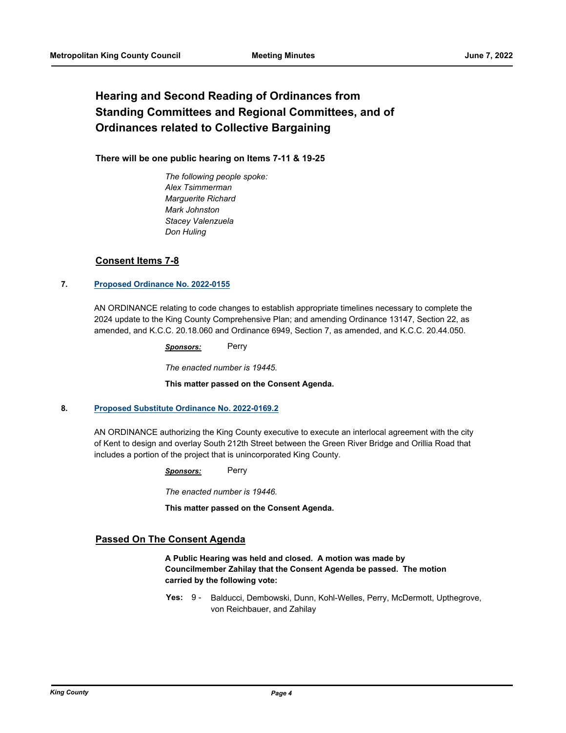## Hearing and Second Reading of Ordinances from Standing Committees and Regional Committees, and of Ordinances related to Collective Bargaining

**There will be one public hearing on Items 7-11 & 19-25**

*The following people spoke:*
*Alex Tsimmerman*
*Marguerite Richard*
*Mark Johnston*
*Stacey Valenzuela*
*Don Huling*

### Consent Items 7-8

**7. Proposed Ordinance No. 2022-0155**

AN ORDINANCE relating to code changes to establish appropriate timelines necessary to complete the 2024 update to the King County Comprehensive Plan; and amending Ordinance 13147, Section 22, as amended, and K.C.C. 20.18.060 and Ordinance 6949, Section 7, as amended, and K.C.C. 20.44.050.

***Sponsors:*** Perry

*The enacted number is 19445.*

**This matter passed on the Consent Agenda.**

**8. Proposed Substitute Ordinance No. 2022-0169.2**

AN ORDINANCE authorizing the King County executive to execute an interlocal agreement with the city of Kent to design and overlay South 212th Street between the Green River Bridge and Orillia Road that includes a portion of the project that is unincorporated King County.

***Sponsors:*** Perry

*The enacted number is 19446.*

**This matter passed on the Consent Agenda.**

### Passed On The Consent Agenda

**A Public Hearing was held and closed. A motion was made by Councilmember Zahilay that the Consent Agenda be passed. The motion carried by the following vote:**

**Yes:** 9 - Balducci, Dembowski, Dunn, Kohl-Welles, Perry, McDermott, Upthegrove, von Reichbauer, and Zahilay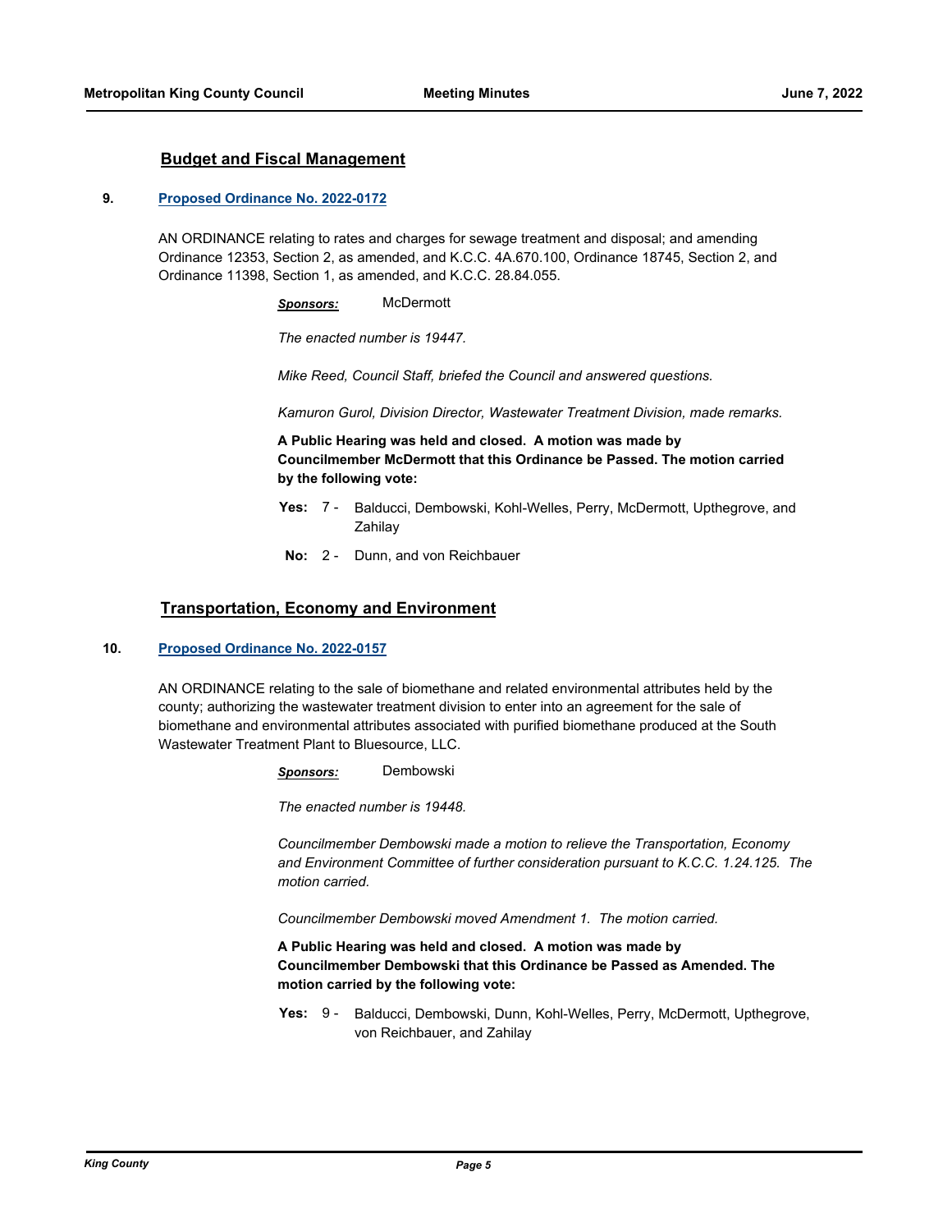## Budget and Fiscal Management

**9. Proposed Ordinance No. 2022-0172**

AN ORDINANCE relating to rates and charges for sewage treatment and disposal; and amending Ordinance 12353, Section 2, as amended, and K.C.C. 4A.670.100, Ordinance 18745, Section 2, and Ordinance 11398, Section 1, as amended, and K.C.C. 28.84.055.

***Sponsors:*** McDermott

*The enacted number is 19447.*

*Mike Reed, Council Staff, briefed the Council and answered questions.*

*Kamuron Gurol, Division Director, Wastewater Treatment Division, made remarks.*

**A Public Hearing was held and closed. A motion was made by Councilmember McDermott that this Ordinance be Passed. The motion carried by the following vote:**

**Yes:** 7 - Balducci, Dembowski, Kohl-Welles, Perry, McDermott, Upthegrove, and Zahilay

**No:** 2 - Dunn, and von Reichbauer

## Transportation, Economy and Environment

**10. Proposed Ordinance No. 2022-0157**

AN ORDINANCE relating to the sale of biomethane and related environmental attributes held by the county; authorizing the wastewater treatment division to enter into an agreement for the sale of biomethane and environmental attributes associated with purified biomethane produced at the South Wastewater Treatment Plant to Bluesource, LLC.

***Sponsors:*** Dembowski

*The enacted number is 19448.*

*Councilmember Dembowski made a motion to relieve the Transportation, Economy and Environment Committee of further consideration pursuant to K.C.C. 1.24.125. The motion carried.*

*Councilmember Dembowski moved Amendment 1. The motion carried.*

**A Public Hearing was held and closed. A motion was made by Councilmember Dembowski that this Ordinance be Passed as Amended. The motion carried by the following vote:**

**Yes:** 9 - Balducci, Dembowski, Dunn, Kohl-Welles, Perry, McDermott, Upthegrove, von Reichbauer, and Zahilay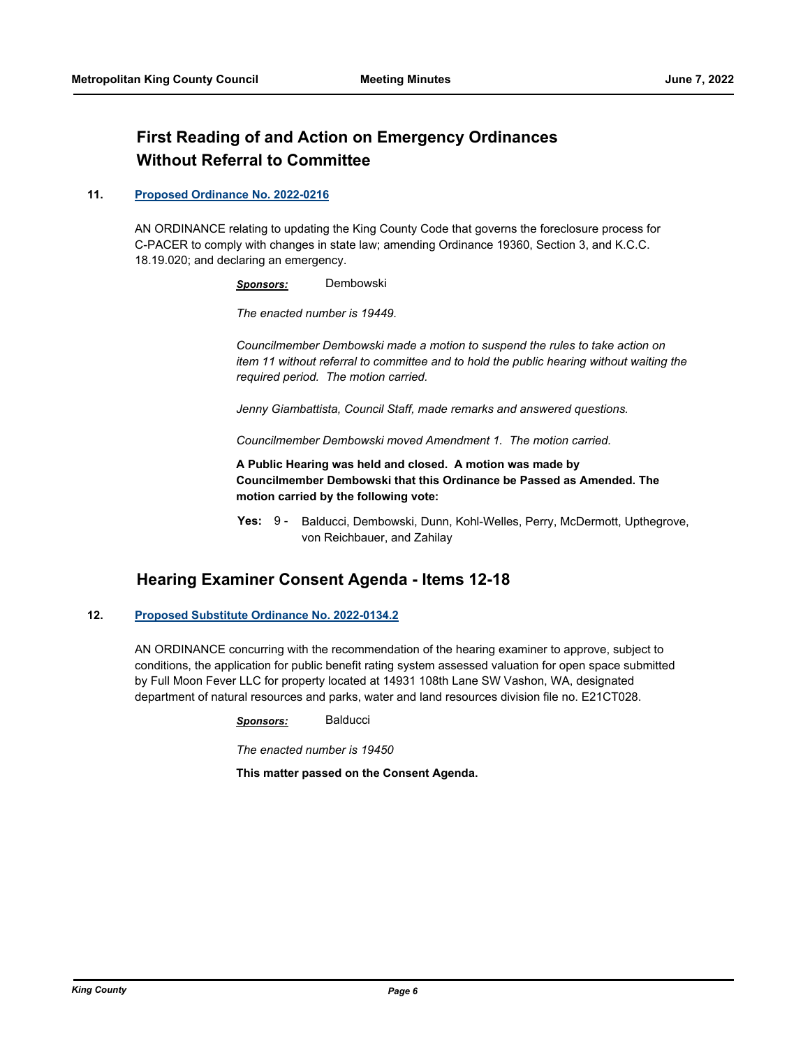## First Reading of and Action on Emergency Ordinances Without Referral to Committee

**11. Proposed Ordinance No. 2022-0216**

AN ORDINANCE relating to updating the King County Code that governs the foreclosure process for C-PACER to comply with changes in state law; amending Ordinance 19360, Section 3, and K.C.C. 18.19.020; and declaring an emergency.

***Sponsors:*** Dembowski

*The enacted number is 19449.*

*Councilmember Dembowski made a motion to suspend the rules to take action on item 11 without referral to committee and to hold the public hearing without waiting the required period. The motion carried.*

*Jenny Giambattista, Council Staff, made remarks and answered questions.*

*Councilmember Dembowski moved Amendment 1. The motion carried.*

**A Public Hearing was held and closed. A motion was made by Councilmember Dembowski that this Ordinance be Passed as Amended. The motion carried by the following vote:**

**Yes:** 9 - Balducci, Dembowski, Dunn, Kohl-Welles, Perry, McDermott, Upthegrove, von Reichbauer, and Zahilay

## Hearing Examiner Consent Agenda - Items 12-18

**12. Proposed Substitute Ordinance No. 2022-0134.2**

AN ORDINANCE concurring with the recommendation of the hearing examiner to approve, subject to conditions, the application for public benefit rating system assessed valuation for open space submitted by Full Moon Fever LLC for property located at 14931 108th Lane SW Vashon, WA, designated department of natural resources and parks, water and land resources division file no. E21CT028.

***Sponsors:*** Balducci

*The enacted number is 19450*

**This matter passed on the Consent Agenda.**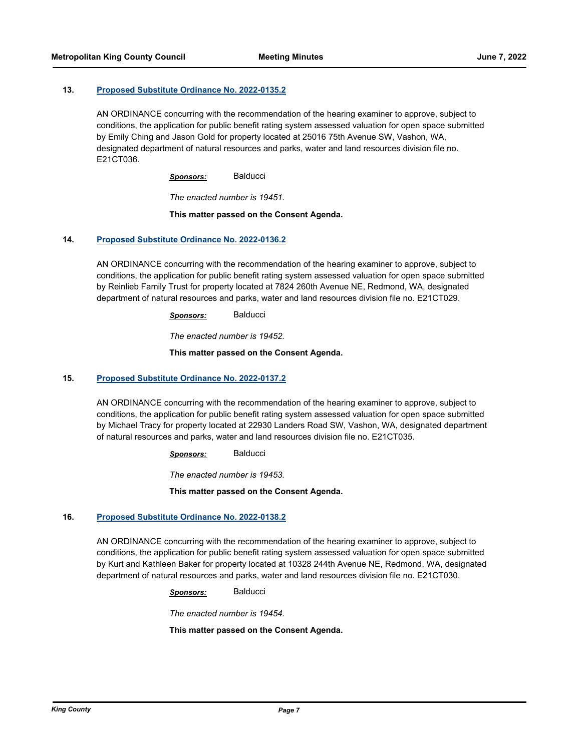**13. Proposed Substitute Ordinance No. 2022-0135.2**

AN ORDINANCE concurring with the recommendation of the hearing examiner to approve, subject to conditions, the application for public benefit rating system assessed valuation for open space submitted by Emily Ching and Jason Gold for property located at 25016 75th Avenue SW, Vashon, WA, designated department of natural resources and parks, water and land resources division file no. E21CT036.

***Sponsors:*** Balducci

*The enacted number is 19451.*

**This matter passed on the Consent Agenda.**

**14. Proposed Substitute Ordinance No. 2022-0136.2**

AN ORDINANCE concurring with the recommendation of the hearing examiner to approve, subject to conditions, the application for public benefit rating system assessed valuation for open space submitted by Reinlieb Family Trust for property located at 7824 260th Avenue NE, Redmond, WA, designated department of natural resources and parks, water and land resources division file no. E21CT029.

***Sponsors:*** Balducci

*The enacted number is 19452.*

**This matter passed on the Consent Agenda.**

**15. Proposed Substitute Ordinance No. 2022-0137.2**

AN ORDINANCE concurring with the recommendation of the hearing examiner to approve, subject to conditions, the application for public benefit rating system assessed valuation for open space submitted by Michael Tracy for property located at 22930 Landers Road SW, Vashon, WA, designated department of natural resources and parks, water and land resources division file no. E21CT035.

***Sponsors:*** Balducci

*The enacted number is 19453.*

**This matter passed on the Consent Agenda.**

**16. Proposed Substitute Ordinance No. 2022-0138.2**

AN ORDINANCE concurring with the recommendation of the hearing examiner to approve, subject to conditions, the application for public benefit rating system assessed valuation for open space submitted by Kurt and Kathleen Baker for property located at 10328 244th Avenue NE, Redmond, WA, designated department of natural resources and parks, water and land resources division file no. E21CT030.

***Sponsors:*** Balducci

*The enacted number is 19454.*

**This matter passed on the Consent Agenda.**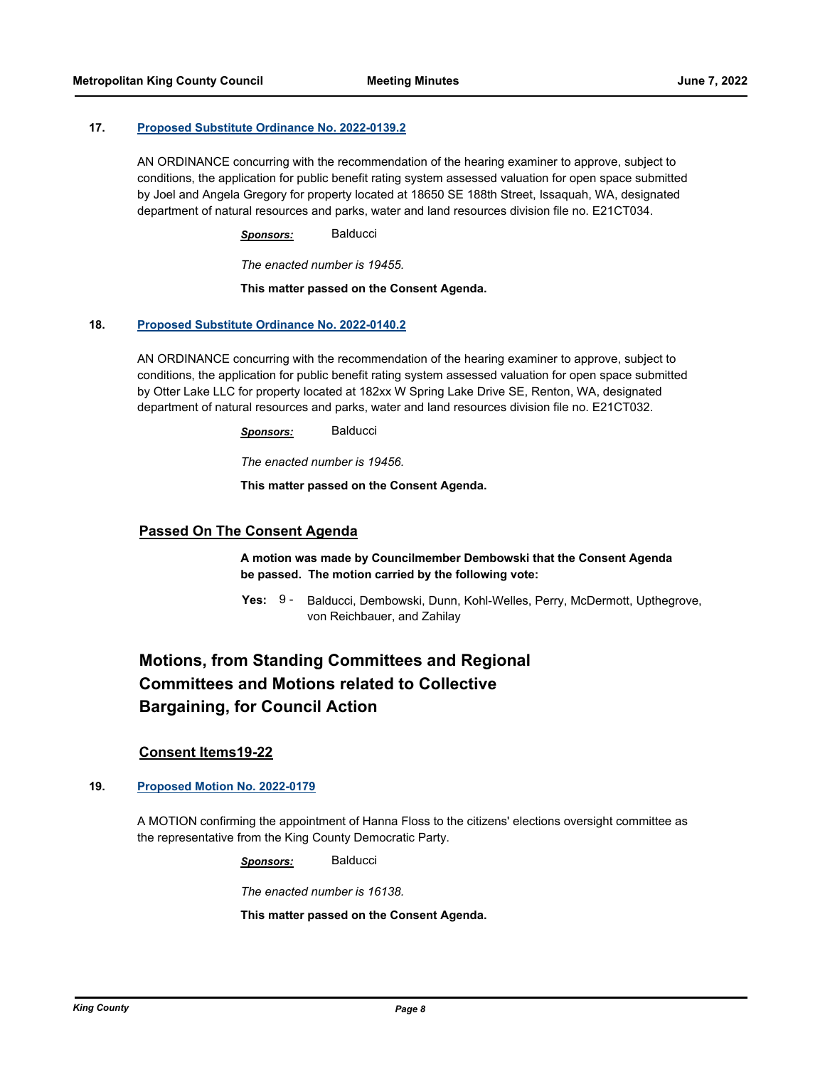**17. Proposed Substitute Ordinance No. 2022-0139.2**

AN ORDINANCE concurring with the recommendation of the hearing examiner to approve, subject to conditions, the application for public benefit rating system assessed valuation for open space submitted by Joel and Angela Gregory for property located at 18650 SE 188th Street, Issaquah, WA, designated department of natural resources and parks, water and land resources division file no. E21CT034.

***Sponsors:*** Balducci

*The enacted number is 19455.*

**This matter passed on the Consent Agenda.**

**18. Proposed Substitute Ordinance No. 2022-0140.2**

AN ORDINANCE concurring with the recommendation of the hearing examiner to approve, subject to conditions, the application for public benefit rating system assessed valuation for open space submitted by Otter Lake LLC for property located at 182xx W Spring Lake Drive SE, Renton, WA, designated department of natural resources and parks, water and land resources division file no. E21CT032.

***Sponsors:*** Balducci

*The enacted number is 19456.*

**This matter passed on the Consent Agenda.**

### Passed On The Consent Agenda

**A motion was made by Councilmember Dembowski that the Consent Agenda be passed. The motion carried by the following vote:**

**Yes:** 9 - Balducci, Dembowski, Dunn, Kohl-Welles, Perry, McDermott, Upthegrove, von Reichbauer, and Zahilay

## Motions, from Standing Committees and Regional Committees and Motions related to Collective Bargaining, for Council Action

### Consent Items19-22

**19. Proposed Motion No. 2022-0179**

A MOTION confirming the appointment of Hanna Floss to the citizens' elections oversight committee as the representative from the King County Democratic Party.

***Sponsors:*** Balducci

*The enacted number is 16138.*

**This matter passed on the Consent Agenda.**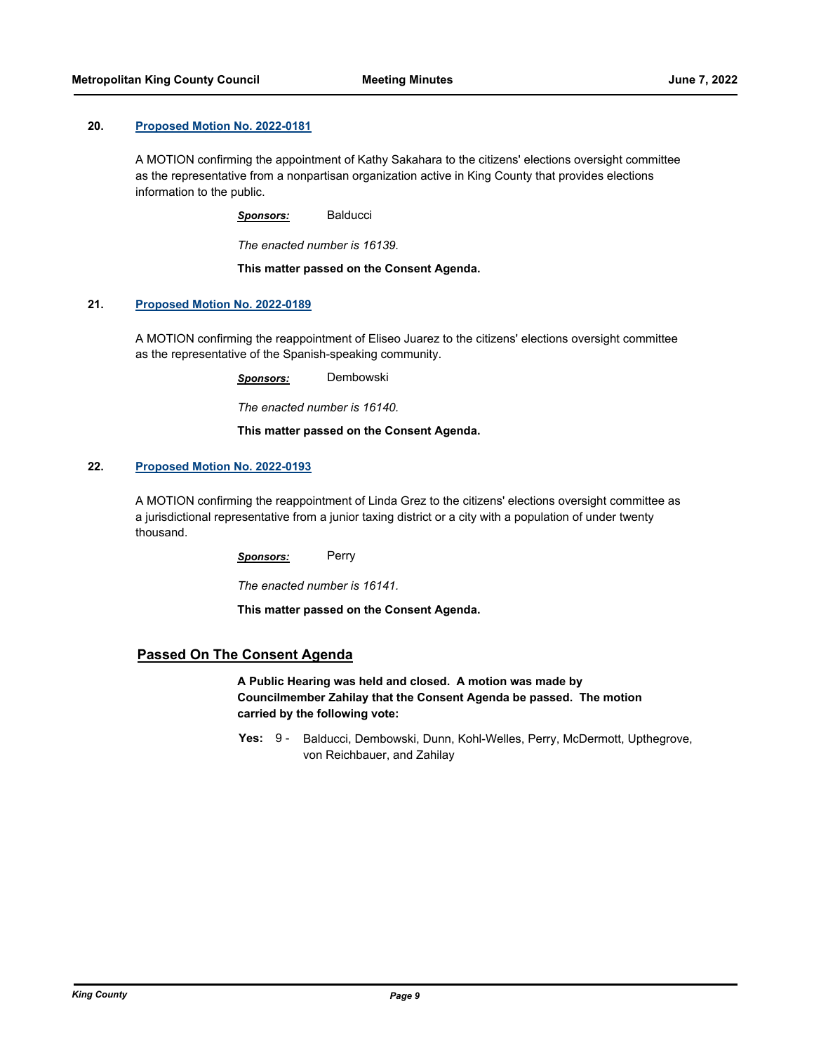**20.** **Proposed Motion No. 2022-0181**

A MOTION confirming the appointment of Kathy Sakahara to the citizens' elections oversight committee as the representative from a nonpartisan organization active in King County that provides elections information to the public.

***Sponsors:*** Balducci

*The enacted number is 16139.*

**This matter passed on the Consent Agenda.**

**21.** **Proposed Motion No. 2022-0189**

A MOTION confirming the reappointment of Eliseo Juarez to the citizens' elections oversight committee as the representative of the Spanish-speaking community.

***Sponsors:*** Dembowski

*The enacted number is 16140.*

**This matter passed on the Consent Agenda.**

**22.** **Proposed Motion No. 2022-0193**

A MOTION confirming the reappointment of Linda Grez to the citizens' elections oversight committee as a jurisdictional representative from a junior taxing district or a city with a population of under twenty thousand.

***Sponsors:*** Perry

*The enacted number is 16141.*

**This matter passed on the Consent Agenda.**

## Passed On The Consent Agenda

**A Public Hearing was held and closed. A motion was made by Councilmember Zahilay that the Consent Agenda be passed. The motion carried by the following vote:**

**Yes:** 9 - Balducci, Dembowski, Dunn, Kohl-Welles, Perry, McDermott, Upthegrove, von Reichbauer, and Zahilay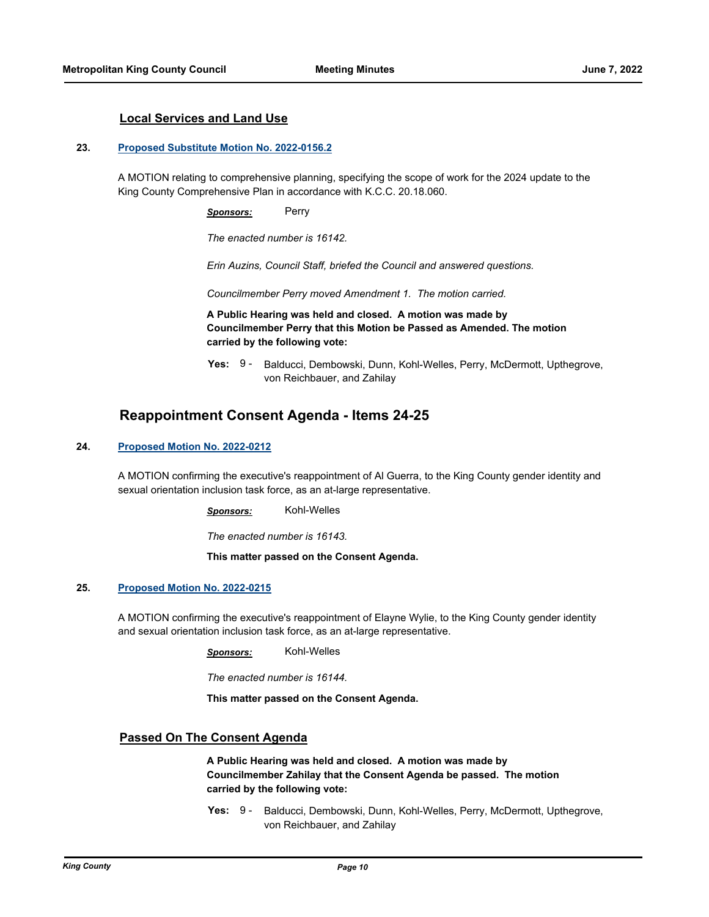### Local Services and Land Use

**23. Proposed Substitute Motion No. 2022-0156.2**

A MOTION relating to comprehensive planning, specifying the scope of work for the 2024 update to the King County Comprehensive Plan in accordance with K.C.C. 20.18.060.

***Sponsors:*** Perry

*The enacted number is 16142.*

*Erin Auzins, Council Staff, briefed the Council and answered questions.*

*Councilmember Perry moved Amendment 1. The motion carried.*

**A Public Hearing was held and closed. A motion was made by Councilmember Perry that this Motion be Passed as Amended. The motion carried by the following vote:**

**Yes:** 9 - Balducci, Dembowski, Dunn, Kohl-Welles, Perry, McDermott, Upthegrove, von Reichbauer, and Zahilay

## Reappointment Consent Agenda - Items 24-25

**24. Proposed Motion No. 2022-0212**

A MOTION confirming the executive's reappointment of Al Guerra, to the King County gender identity and sexual orientation inclusion task force, as an at-large representative.

***Sponsors:*** Kohl-Welles

*The enacted number is 16143.*

**This matter passed on the Consent Agenda.**

**25. Proposed Motion No. 2022-0215**

A MOTION confirming the executive's reappointment of Elayne Wylie, to the King County gender identity and sexual orientation inclusion task force, as an at-large representative.

***Sponsors:*** Kohl-Welles

*The enacted number is 16144.*

**This matter passed on the Consent Agenda.**

### Passed On The Consent Agenda

**A Public Hearing was held and closed. A motion was made by Councilmember Zahilay that the Consent Agenda be passed. The motion carried by the following vote:**

**Yes:** 9 - Balducci, Dembowski, Dunn, Kohl-Welles, Perry, McDermott, Upthegrove, von Reichbauer, and Zahilay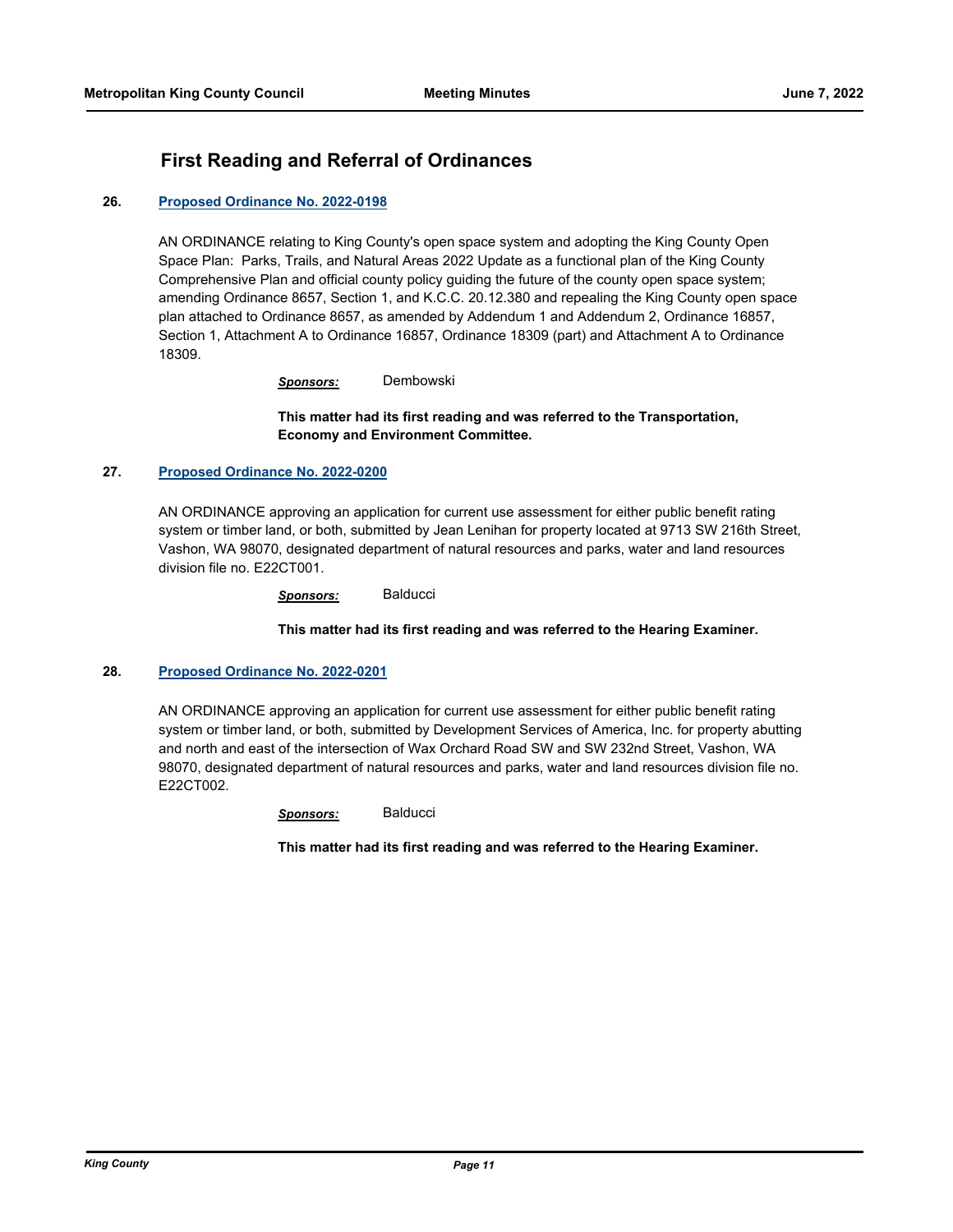## First Reading and Referral of Ordinances

**26. Proposed Ordinance No. 2022-0198**

AN ORDINANCE relating to King County's open space system and adopting the King County Open Space Plan: Parks, Trails, and Natural Areas 2022 Update as a functional plan of the King County Comprehensive Plan and official county policy guiding the future of the county open space system; amending Ordinance 8657, Section 1, and K.C.C. 20.12.380 and repealing the King County open space plan attached to Ordinance 8657, as amended by Addendum 1 and Addendum 2, Ordinance 16857, Section 1, Attachment A to Ordinance 16857, Ordinance 18309 (part) and Attachment A to Ordinance 18309.

***Sponsors:*** Dembowski

**This matter had its first reading and was referred to the Transportation, Economy and Environment Committee.**

**27. Proposed Ordinance No. 2022-0200**

AN ORDINANCE approving an application for current use assessment for either public benefit rating system or timber land, or both, submitted by Jean Lenihan for property located at 9713 SW 216th Street, Vashon, WA 98070, designated department of natural resources and parks, water and land resources division file no. E22CT001.

***Sponsors:*** Balducci

**This matter had its first reading and was referred to the Hearing Examiner.**

**28. Proposed Ordinance No. 2022-0201**

AN ORDINANCE approving an application for current use assessment for either public benefit rating system or timber land, or both, submitted by Development Services of America, Inc. for property abutting and north and east of the intersection of Wax Orchard Road SW and SW 232nd Street, Vashon, WA 98070, designated department of natural resources and parks, water and land resources division file no. E22CT002.

***Sponsors:*** Balducci

**This matter had its first reading and was referred to the Hearing Examiner.**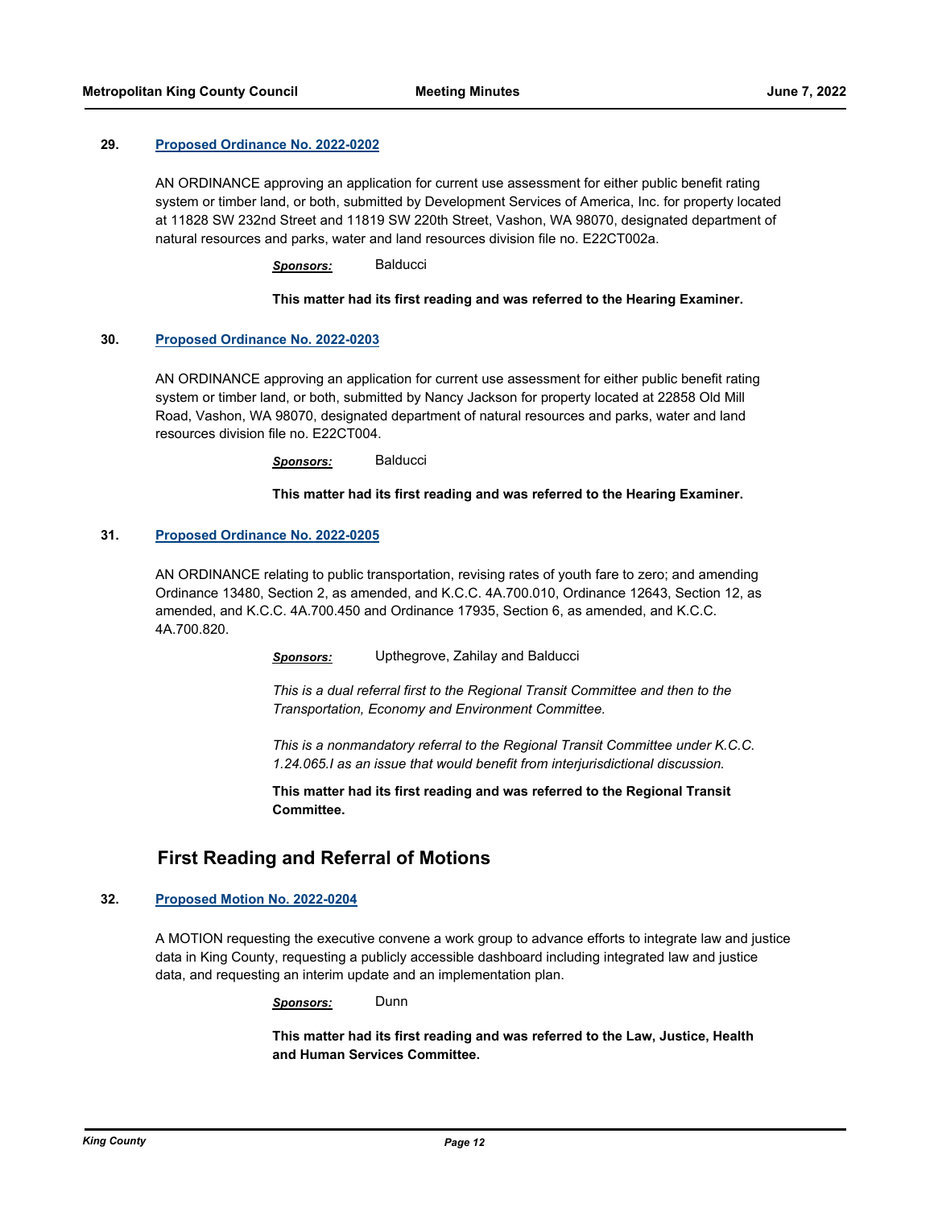**29.** **Proposed Ordinance No. 2022-0202**

AN ORDINANCE approving an application for current use assessment for either public benefit rating system or timber land, or both, submitted by Development Services of America, Inc. for property located at 11828 SW 232nd Street and 11819 SW 220th Street, Vashon, WA 98070, designated department of natural resources and parks, water and land resources division file no. E22CT002a.

***Sponsors:*** Balducci

**This matter had its first reading and was referred to the Hearing Examiner.**

**30.** **Proposed Ordinance No. 2022-0203**

AN ORDINANCE approving an application for current use assessment for either public benefit rating system or timber land, or both, submitted by Nancy Jackson for property located at 22858 Old Mill Road, Vashon, WA 98070, designated department of natural resources and parks, water and land resources division file no. E22CT004.

***Sponsors:*** Balducci

**This matter had its first reading and was referred to the Hearing Examiner.**

**31.** **Proposed Ordinance No. 2022-0205**

AN ORDINANCE relating to public transportation, revising rates of youth fare to zero; and amending Ordinance 13480, Section 2, as amended, and K.C.C. 4A.700.010, Ordinance 12643, Section 12, as amended, and K.C.C. 4A.700.450 and Ordinance 17935, Section 6, as amended, and K.C.C. 4A.700.820.

***Sponsors:*** Upthegrove, Zahilay and Balducci

*This is a dual referral first to the Regional Transit Committee and then to the Transportation, Economy and Environment Committee.*

*This is a nonmandatory referral to the Regional Transit Committee under K.C.C. 1.24.065.I as an issue that would benefit from interjurisdictional discussion.*

**This matter had its first reading and was referred to the Regional Transit Committee.**

## First Reading and Referral of Motions

**32.** **Proposed Motion No. 2022-0204**

A MOTION requesting the executive convene a work group to advance efforts to integrate law and justice data in King County, requesting a publicly accessible dashboard including integrated law and justice data, and requesting an interim update and an implementation plan.

***Sponsors:*** Dunn

**This matter had its first reading and was referred to the Law, Justice, Health and Human Services Committee.**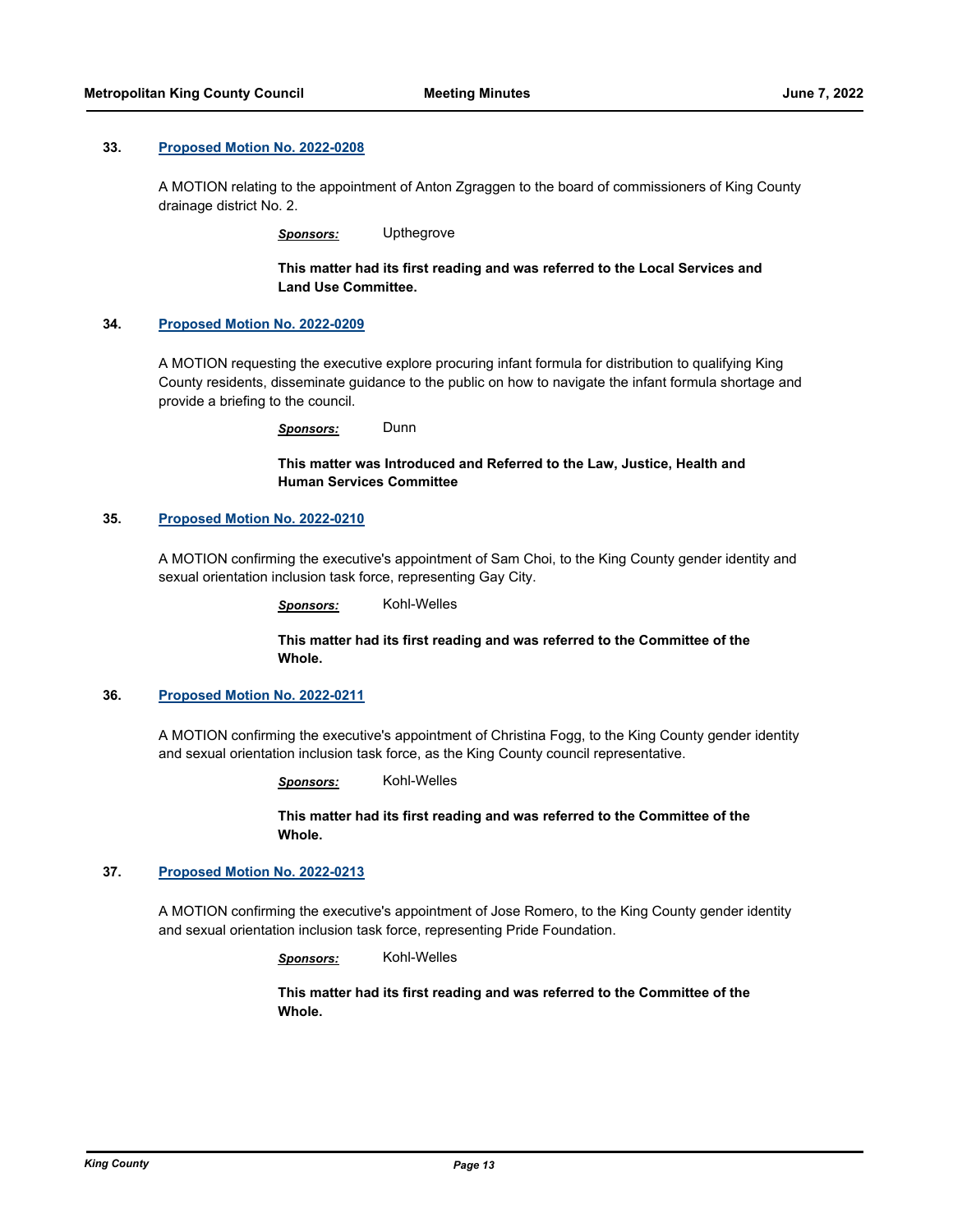**33. Proposed Motion No. 2022-0208**

A MOTION relating to the appointment of Anton Zgraggen to the board of commissioners of King County drainage district No. 2.

***Sponsors:*** Upthegrove

**This matter had its first reading and was referred to the Local Services and Land Use Committee.**

**34. Proposed Motion No. 2022-0209**

A MOTION requesting the executive explore procuring infant formula for distribution to qualifying King County residents, disseminate guidance to the public on how to navigate the infant formula shortage and provide a briefing to the council.

***Sponsors:*** Dunn

**This matter was Introduced and Referred to the Law, Justice, Health and Human Services Committee**

**35. Proposed Motion No. 2022-0210**

A MOTION confirming the executive's appointment of Sam Choi, to the King County gender identity and sexual orientation inclusion task force, representing Gay City.

***Sponsors:*** Kohl-Welles

**This matter had its first reading and was referred to the Committee of the Whole.**

**36. Proposed Motion No. 2022-0211**

A MOTION confirming the executive's appointment of Christina Fogg, to the King County gender identity and sexual orientation inclusion task force, as the King County council representative.

***Sponsors:*** Kohl-Welles

**This matter had its first reading and was referred to the Committee of the Whole.**

**37. Proposed Motion No. 2022-0213**

A MOTION confirming the executive's appointment of Jose Romero, to the King County gender identity and sexual orientation inclusion task force, representing Pride Foundation.

***Sponsors:*** Kohl-Welles

**This matter had its first reading and was referred to the Committee of the Whole.**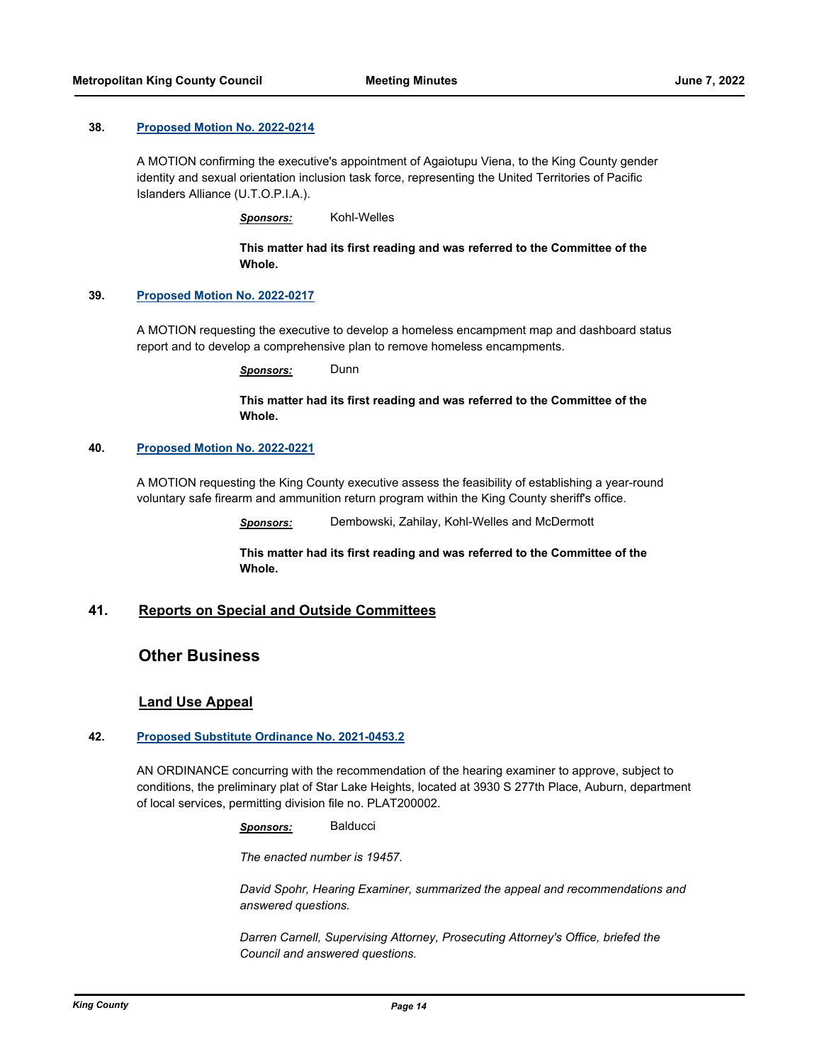**38. Proposed Motion No. 2022-0214**

A MOTION confirming the executive's appointment of Agaiotupu Viena, to the King County gender identity and sexual orientation inclusion task force, representing the United Territories of Pacific Islanders Alliance (U.T.O.P.I.A.).

***Sponsors:*** Kohl-Welles

**This matter had its first reading and was referred to the Committee of the Whole.**

**39. Proposed Motion No. 2022-0217**

A MOTION requesting the executive to develop a homeless encampment map and dashboard status report and to develop a comprehensive plan to remove homeless encampments.

***Sponsors:*** Dunn

**This matter had its first reading and was referred to the Committee of the Whole.**

**40. Proposed Motion No. 2022-0221**

A MOTION requesting the King County executive assess the feasibility of establishing a year-round voluntary safe firearm and ammunition return program within the King County sheriff's office.

***Sponsors:*** Dembowski, Zahilay, Kohl-Welles and McDermott

**This matter had its first reading and was referred to the Committee of the Whole.**

## 41. Reports on Special and Outside Committees

## Other Business

### Land Use Appeal

**42. Proposed Substitute Ordinance No. 2021-0453.2**

AN ORDINANCE concurring with the recommendation of the hearing examiner to approve, subject to conditions, the preliminary plat of Star Lake Heights, located at 3930 S 277th Place, Auburn, department of local services, permitting division file no. PLAT200002.

***Sponsors:*** Balducci

*The enacted number is 19457.*

*David Spohr, Hearing Examiner, summarized the appeal and recommendations and answered questions.*

*Darren Carnell, Supervising Attorney, Prosecuting Attorney's Office, briefed the Council and answered questions.*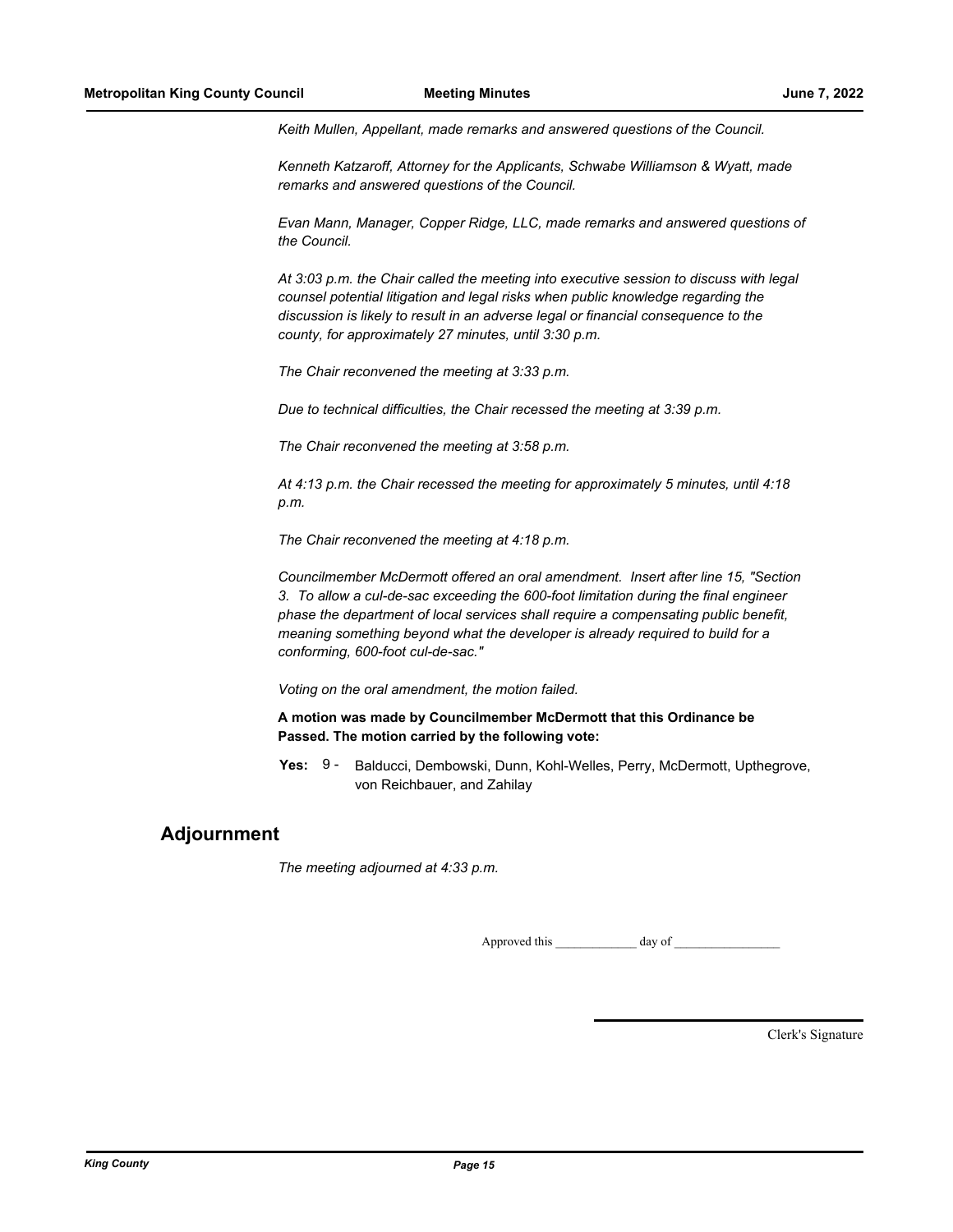*Keith Mullen, Appellant, made remarks and answered questions of the Council.*

*Kenneth Katzaroff, Attorney for the Applicants, Schwabe Williamson & Wyatt, made remarks and answered questions of the Council.*

*Evan Mann, Manager, Copper Ridge, LLC, made remarks and answered questions of the Council.*

*At 3:03 p.m. the Chair called the meeting into executive session to discuss with legal counsel potential litigation and legal risks when public knowledge regarding the discussion is likely to result in an adverse legal or financial consequence to the county, for approximately 27 minutes, until 3:30 p.m.*

*The Chair reconvened the meeting at 3:33 p.m.*

*Due to technical difficulties, the Chair recessed the meeting at 3:39 p.m.*

*The Chair reconvened the meeting at 3:58 p.m.*

*At 4:13 p.m. the Chair recessed the meeting for approximately 5 minutes, until 4:18 p.m.*

*The Chair reconvened the meeting at 4:18 p.m.*

*Councilmember McDermott offered an oral amendment. Insert after line 15, "Section 3. To allow a cul-de-sac exceeding the 600-foot limitation during the final engineer phase the department of local services shall require a compensating public benefit, meaning something beyond what the developer is already required to build for a conforming, 600-foot cul-de-sac."*

*Voting on the oral amendment, the motion failed.*

**A motion was made by Councilmember McDermott that this Ordinance be Passed. The motion carried by the following vote:**

**Yes:** 9 - Balducci, Dembowski, Dunn, Kohl-Welles, Perry, McDermott, Upthegrove, von Reichbauer, and Zahilay

## Adjournment

*The meeting adjourned at 4:33 p.m.*

Approved this _____________ day of _________________

Clerk's Signature